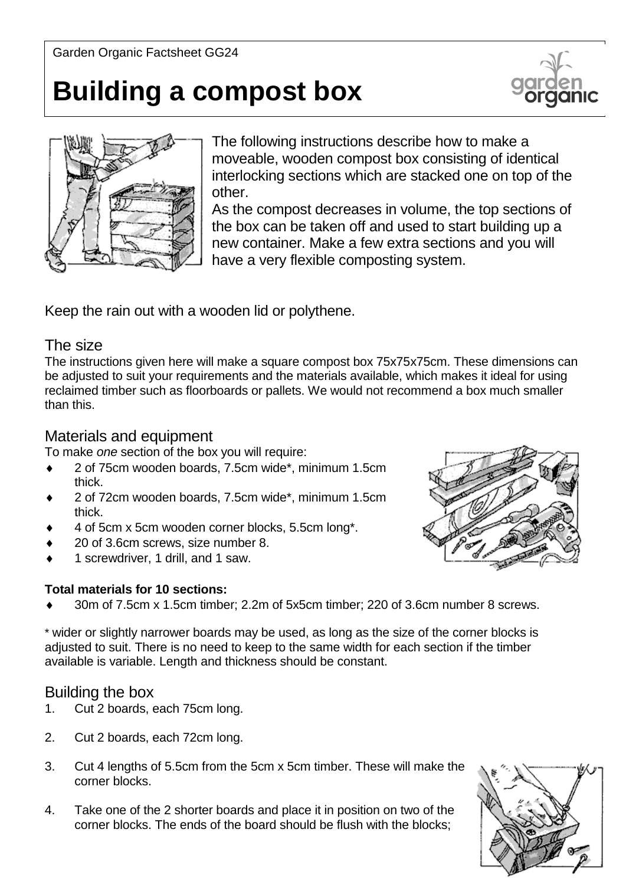Garden Organic Factsheet GG24

# Building a compost box

The following instructions describe how to make a moveable, wooden compost box consisting of identical interlocking sections which are stacked one on top of the other.

As the compost decreases in volume, the top sections of the box can be taken off and used to start building up a new container. Make a few extra sections and you will have a very flexible composting system.

Keep the rain out with a wooden lid or polythene.

## The size

The instructions given here will make a square compost box 75x75x75cm. These dimensions can be adjusted to suit your requirements and the materials available, which makes it ideal for using reclaimed timber such as floorboards or pallets. We would not recommend a box much smaller than this.

## Materials and equipment

To make *one* section of the box you will require:

- 2 of 75cm wooden boards, 7.5cm wide*, minimum 1.5cm thick.
- 2 of 72cm wooden boards, 7.5cm wide*, minimum 1.5cm thick.
- 4 of 5cm x 5cm wooden corner blocks, 5.5cm long*.
- 20 of 3.6cm screws, size number 8.
- 1 screwdriver, 1 drill, and 1 saw.

**Total materials for 10 sections:**

- 30m of 7.5cm x 1.5cm timber; 2.2m of 5x5cm timber; 220 of 3.6cm number 8 screws.

* wider or slightly narrower boards may be used, as long as the size of the corner blocks is adjusted to suit. There is no need to keep to the same width for each section if the timber available is variable. Length and thickness should be constant.

## Building the box

1. Cut 2 boards, each 75cm long.
2. Cut 2 boards, each 72cm long.
3. Cut 4 lengths of 5.5cm from the 5cm x 5cm timber. These will make the corner blocks.
4. Take one of the 2 shorter boards and place it in position on two of the corner blocks. The ends of the board should be flush with the blocks;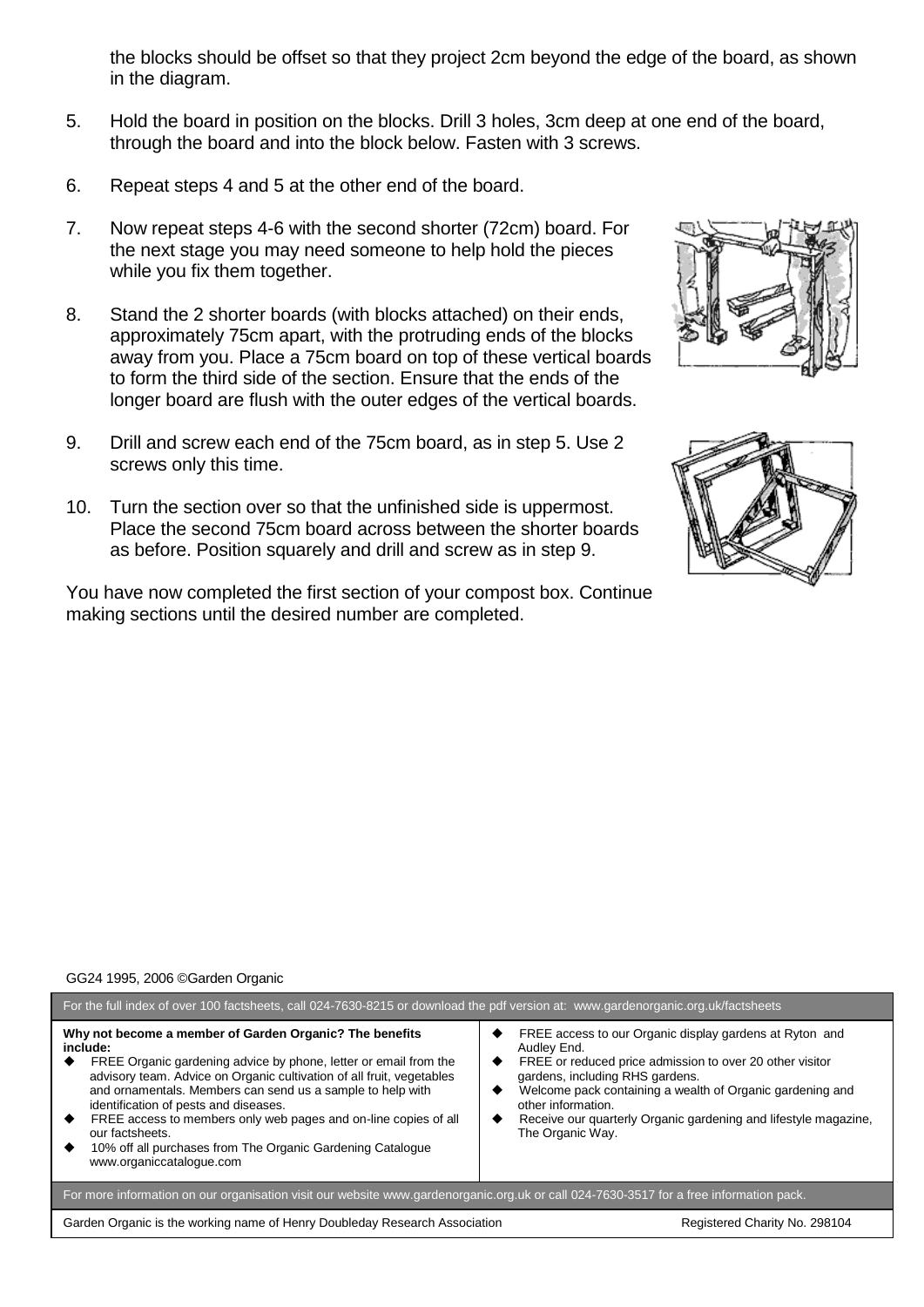the blocks should be offset so that they project 2cm beyond the edge of the board, as shown in the diagram.

5. Hold the board in position on the blocks. Drill 3 holes, 3cm deep at one end of the board, through the board and into the block below. Fasten with 3 screws.

6. Repeat steps 4 and 5 at the other end of the board.

7. Now repeat steps 4-6 with the second shorter (72cm) board. For the next stage you may need someone to help hold the pieces while you fix them together.

8. Stand the 2 shorter boards (with blocks attached) on their ends, approximately 75cm apart, with the protruding ends of the blocks away from you. Place a 75cm board on top of these vertical boards to form the third side of the section. Ensure that the ends of the longer board are flush with the outer edges of the vertical boards.

9. Drill and screw each end of the 75cm board, as in step 5. Use 2 screws only this time.

10. Turn the section over so that the unfinished side is uppermost. Place the second 75cm board across between the shorter boards as before. Position squarely and drill and screw as in step 9.

You have now completed the first section of your compost box. Continue making sections until the desired number are completed.

GG24 1995, 2006 ©Garden Organic

For the full index of over 100 factsheets, call 024-7630-8215 or download the pdf version at: www.gardenorganic.org.uk/factsheets

**Why not become a member of Garden Organic? The benefits include:**

- FREE Organic gardening advice by phone, letter or email from the advisory team. Advice on Organic cultivation of all fruit, vegetables and ornamentals. Members can send us a sample to help with identification of pests and diseases.
- FREE access to members only web pages and on-line copies of all our factsheets.
- 10% off all purchases from The Organic Gardening Catalogue www.organiccatalogue.com
- FREE access to our Organic display gardens at Ryton and Audley End.
- FREE or reduced price admission to over 20 other visitor gardens, including RHS gardens.
- Welcome pack containing a wealth of Organic gardening and other information.
- Receive our quarterly Organic gardening and lifestyle magazine, The Organic Way.

For more information on our organisation visit our website www.gardenorganic.org.uk or call 024-7630-3517 for a free information pack.

Garden Organic is the working name of Henry Doubleday Research Association — Registered Charity No. 298104